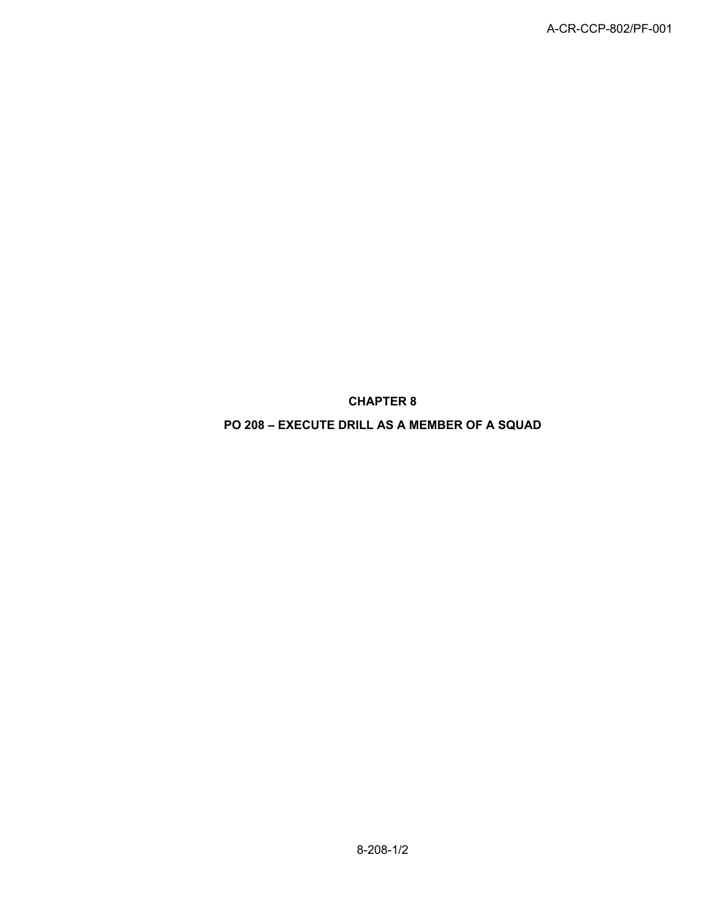# CHAPTER 8

## PO 208 – EXECUTE DRILL AS A MEMBER OF A SQUAD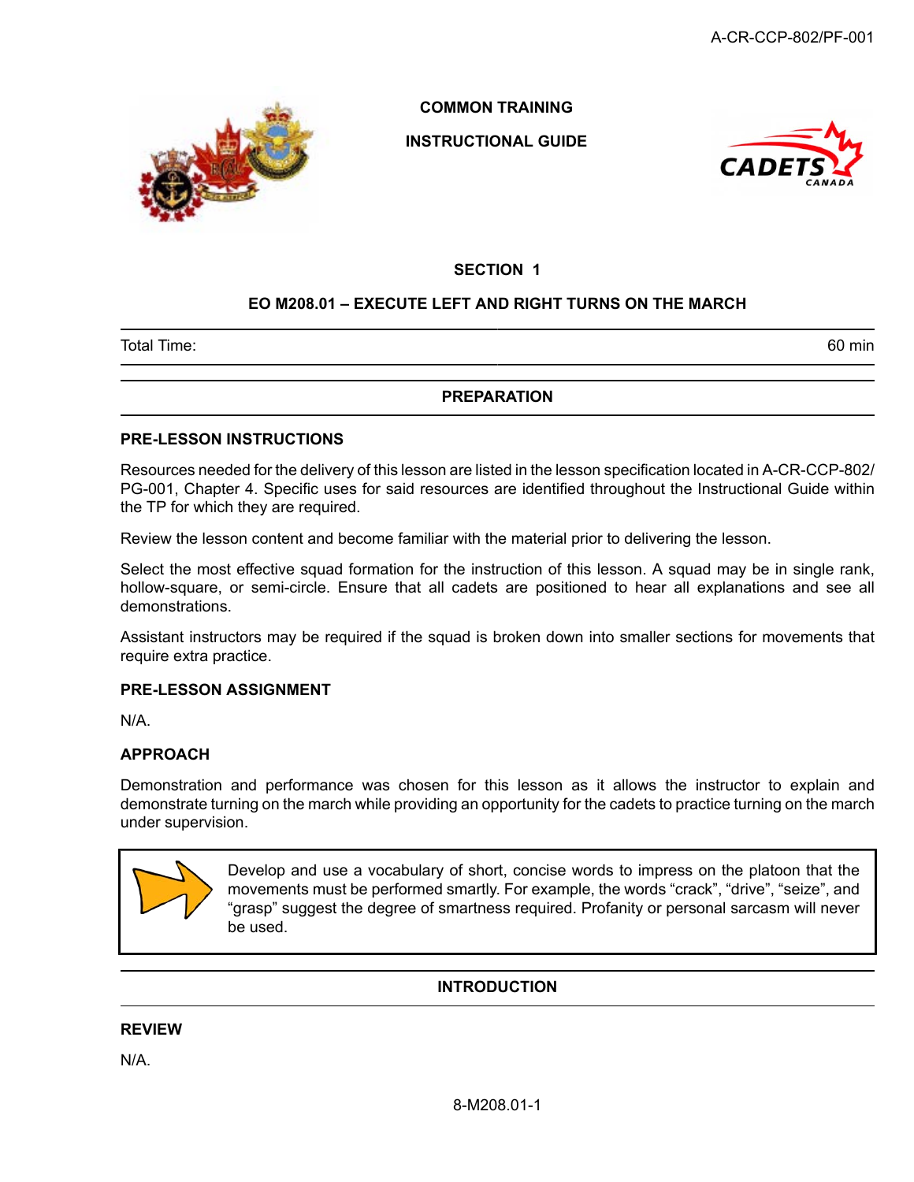COMMON TRAINING

INSTRUCTIONAL GUIDE

SECTION 1

## EO M208.01 – EXECUTE LEFT AND RIGHT TURNS ON THE MARCH

| Total Time: | 60 min |
|---|---|

## PREPARATION

### PRE-LESSON INSTRUCTIONS

Resources needed for the delivery of this lesson are listed in the lesson specification located in A-CR-CCP-802/PG-001, Chapter 4. Specific uses for said resources are identified throughout the Instructional Guide within the TP for which they are required.

Review the lesson content and become familiar with the material prior to delivering the lesson.

Select the most effective squad formation for the instruction of this lesson. A squad may be in single rank, hollow-square, or semi-circle. Ensure that all cadets are positioned to hear all explanations and see all demonstrations.

Assistant instructors may be required if the squad is broken down into smaller sections for movements that require extra practice.

### PRE-LESSON ASSIGNMENT

N/A.

### APPROACH

Demonstration and performance was chosen for this lesson as it allows the instructor to explain and demonstrate turning on the march while providing an opportunity for the cadets to practice turning on the march under supervision.

> Develop and use a vocabulary of short, concise words to impress on the platoon that the movements must be performed smartly. For example, the words "crack", "drive", "seize", and "grasp" suggest the degree of smartness required. Profanity or personal sarcasm will never be used.

## INTRODUCTION

### REVIEW

N/A.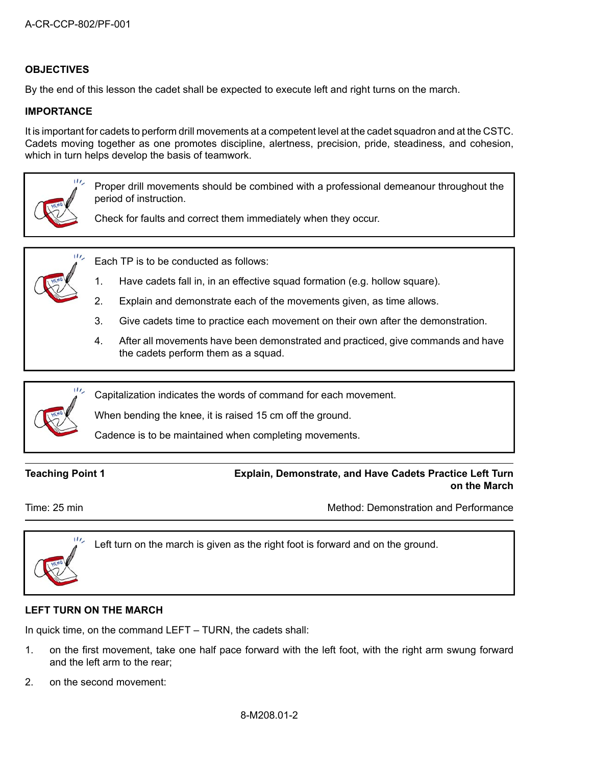## OBJECTIVES

By the end of this lesson the cadet shall be expected to execute left and right turns on the march.

## IMPORTANCE

It is important for cadets to perform drill movements at a competent level at the cadet squadron and at the CSTC. Cadets moving together as one promotes discipline, alertness, precision, pride, steadiness, and cohesion, which in turn helps develop the basis of teamwork.

> Proper drill movements should be combined with a professional demeanour throughout the period of instruction.
>
> Check for faults and correct them immediately when they occur.

> Each TP is to be conducted as follows:
>
> 1. Have cadets fall in, in an effective squad formation (e.g. hollow square).
> 2. Explain and demonstrate each of the movements given, as time allows.
> 3. Give cadets time to practice each movement on their own after the demonstration.
> 4. After all movements have been demonstrated and practiced, give commands and have the cadets perform them as a squad.

> Capitalization indicates the words of command for each movement.
>
> When bending the knee, it is raised 15 cm off the ground.
>
> Cadence is to be maintained when completing movements.

**Teaching Point 1** — **Explain, Demonstrate, and Have Cadets Practice Left Turn on the March**

Time: 25 min — Method: Demonstration and Performance

> Left turn on the march is given as the right foot is forward and on the ground.

### LEFT TURN ON THE MARCH

In quick time, on the command LEFT – TURN, the cadets shall:

1. on the first movement, take one half pace forward with the left foot, with the right arm swung forward and the left arm to the rear;
2. on the second movement: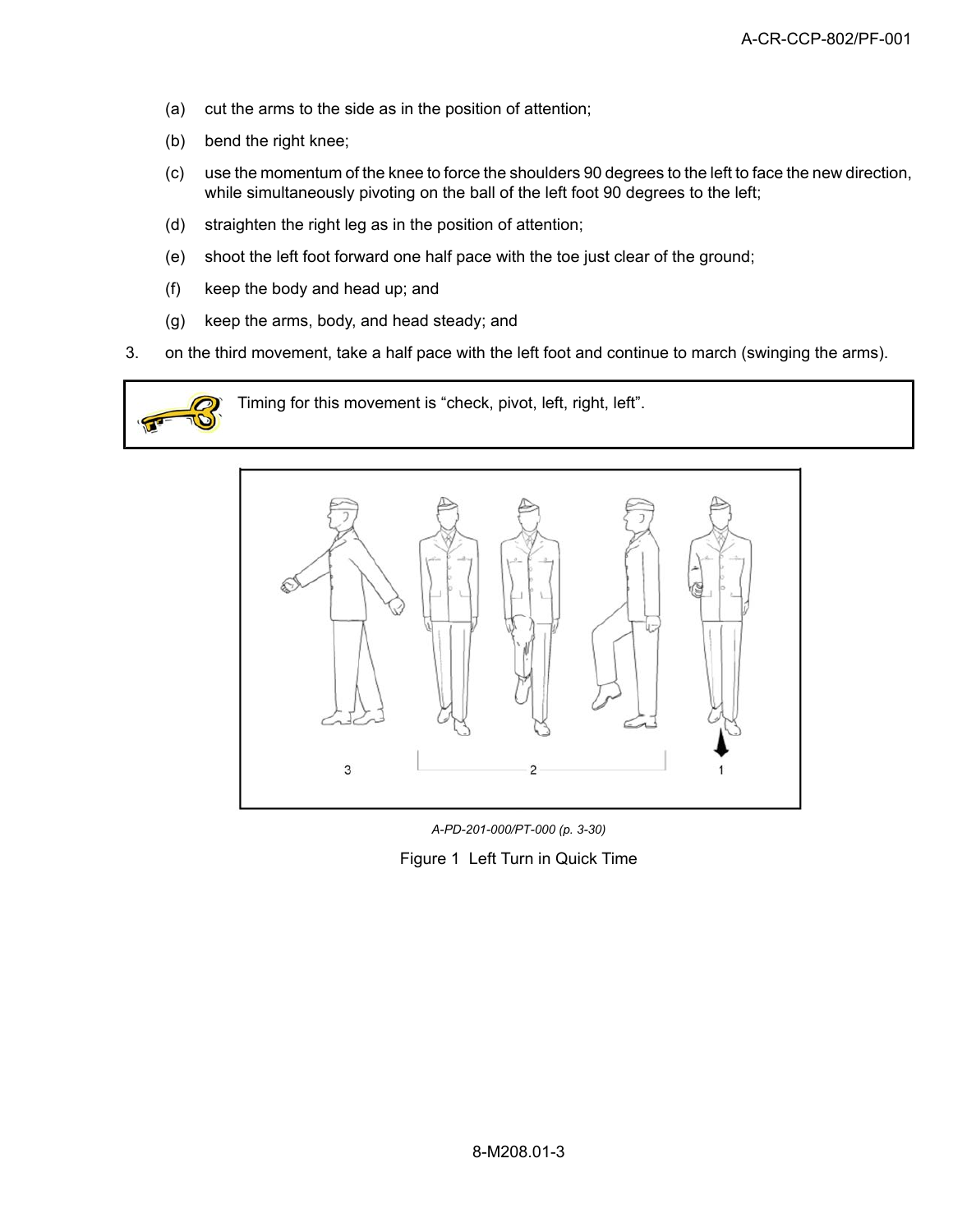(a) cut the arms to the side as in the position of attention;

(b) bend the right knee;

(c) use the momentum of the knee to force the shoulders 90 degrees to the left to face the new direction, while simultaneously pivoting on the ball of the left foot 90 degrees to the left;

(d) straighten the right leg as in the position of attention;

(e) shoot the left foot forward one half pace with the toe just clear of the ground;

(f) keep the body and head up; and

(g) keep the arms, body, and head steady; and

3. on the third movement, take a half pace with the left foot and continue to march (swinging the arms).

> Timing for this movement is "check, pivot, left, right, left".

*A-PD-201-000/PT-000 (p. 3-30)*

Figure 1 Left Turn in Quick Time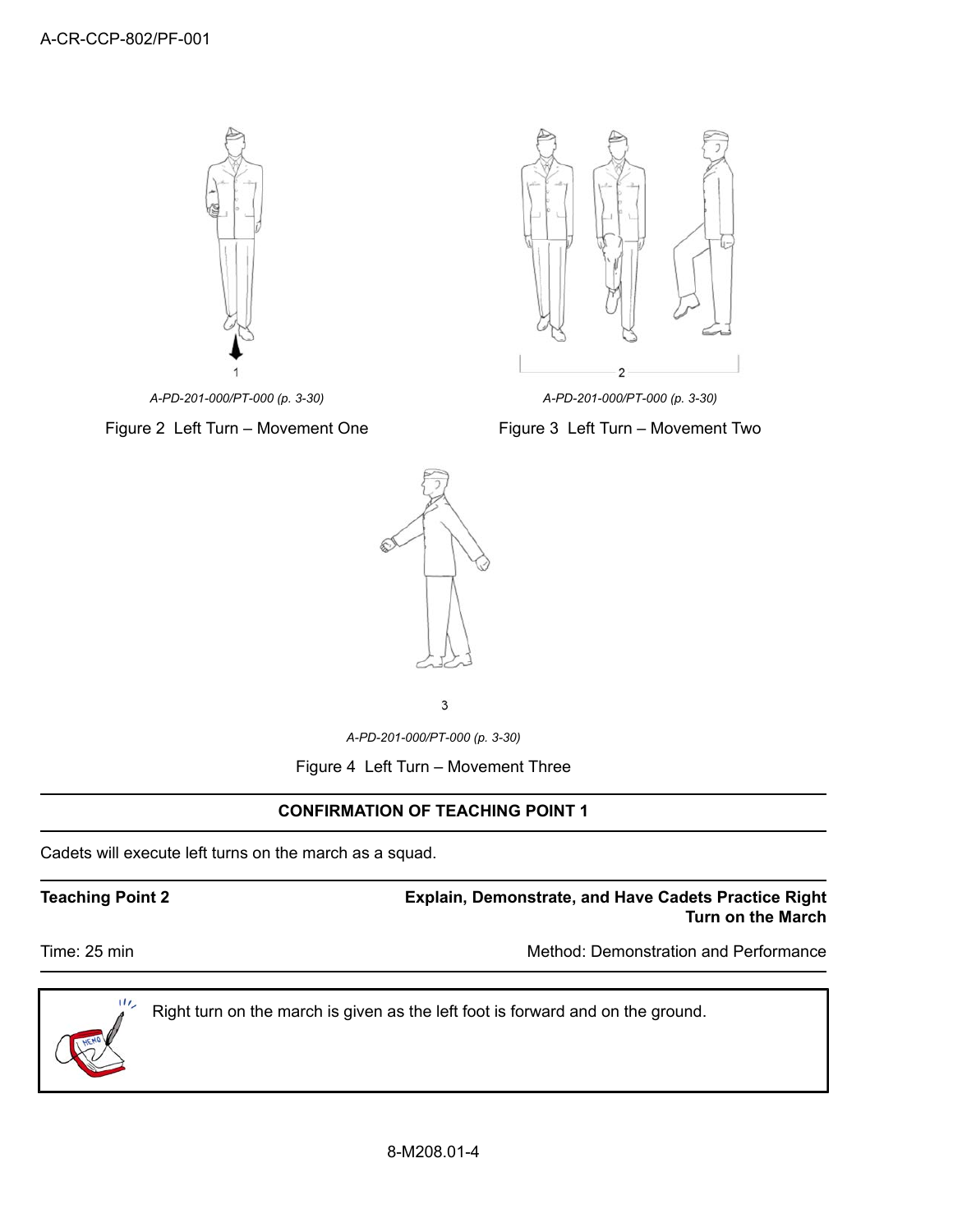1

A-PD-201-000/PT-000 (p. 3-30)

Figure 2 Left Turn – Movement One

2

A-PD-201-000/PT-000 (p. 3-30)

Figure 3 Left Turn – Movement Two

3

A-PD-201-000/PT-000 (p. 3-30)

Figure 4 Left Turn – Movement Three

---

**CONFIRMATION OF TEACHING POINT 1**

Cadets will execute left turns on the march as a squad.

---

**Teaching Point 2** **Explain, Demonstrate, and Have Cadets Practice Right Turn on the March**

Time: 25 min Method: Demonstration and Performance

---

> Right turn on the march is given as the left foot is forward and on the ground.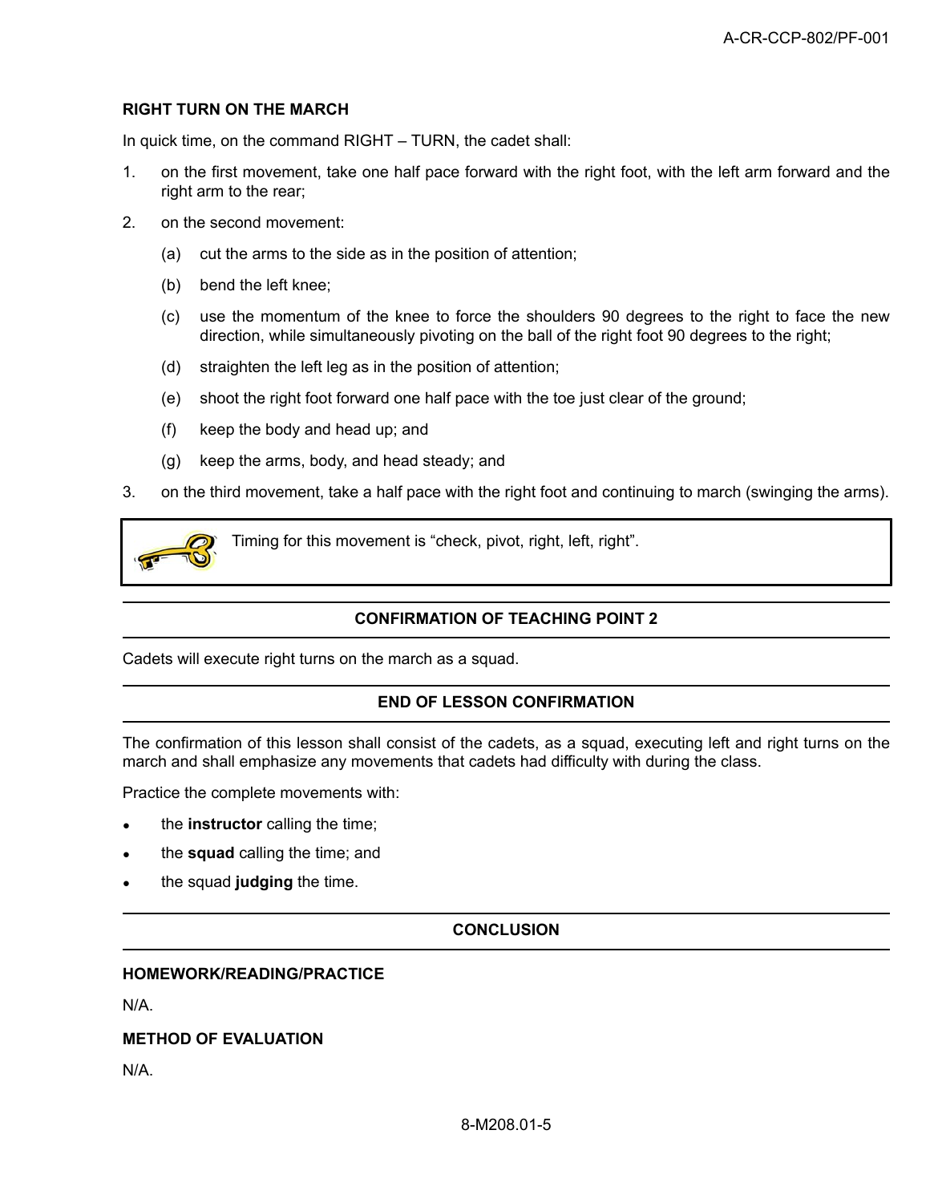### RIGHT TURN ON THE MARCH

In quick time, on the command RIGHT – TURN, the cadet shall:

1. on the first movement, take one half pace forward with the right foot, with the left arm forward and the right arm to the rear;
2. on the second movement:
   (a) cut the arms to the side as in the position of attention;
   (b) bend the left knee;
   (c) use the momentum of the knee to force the shoulders 90 degrees to the right to face the new direction, while simultaneously pivoting on the ball of the right foot 90 degrees to the right;
   (d) straighten the left leg as in the position of attention;
   (e) shoot the right foot forward one half pace with the toe just clear of the ground;
   (f) keep the body and head up; and
   (g) keep the arms, body, and head steady; and
3. on the third movement, take a half pace with the right foot and continuing to march (swinging the arms).

> Timing for this movement is "check, pivot, right, left, right".

## CONFIRMATION OF TEACHING POINT 2

Cadets will execute right turns on the march as a squad.

## END OF LESSON CONFIRMATION

The confirmation of this lesson shall consist of the cadets, as a squad, executing left and right turns on the march and shall emphasize any movements that cadets had difficulty with during the class.

Practice the complete movements with:

- the **instructor** calling the time;
- the **squad** calling the time; and
- the squad **judging** the time.

## CONCLUSION

### HOMEWORK/READING/PRACTICE

N/A.

### METHOD OF EVALUATION

N/A.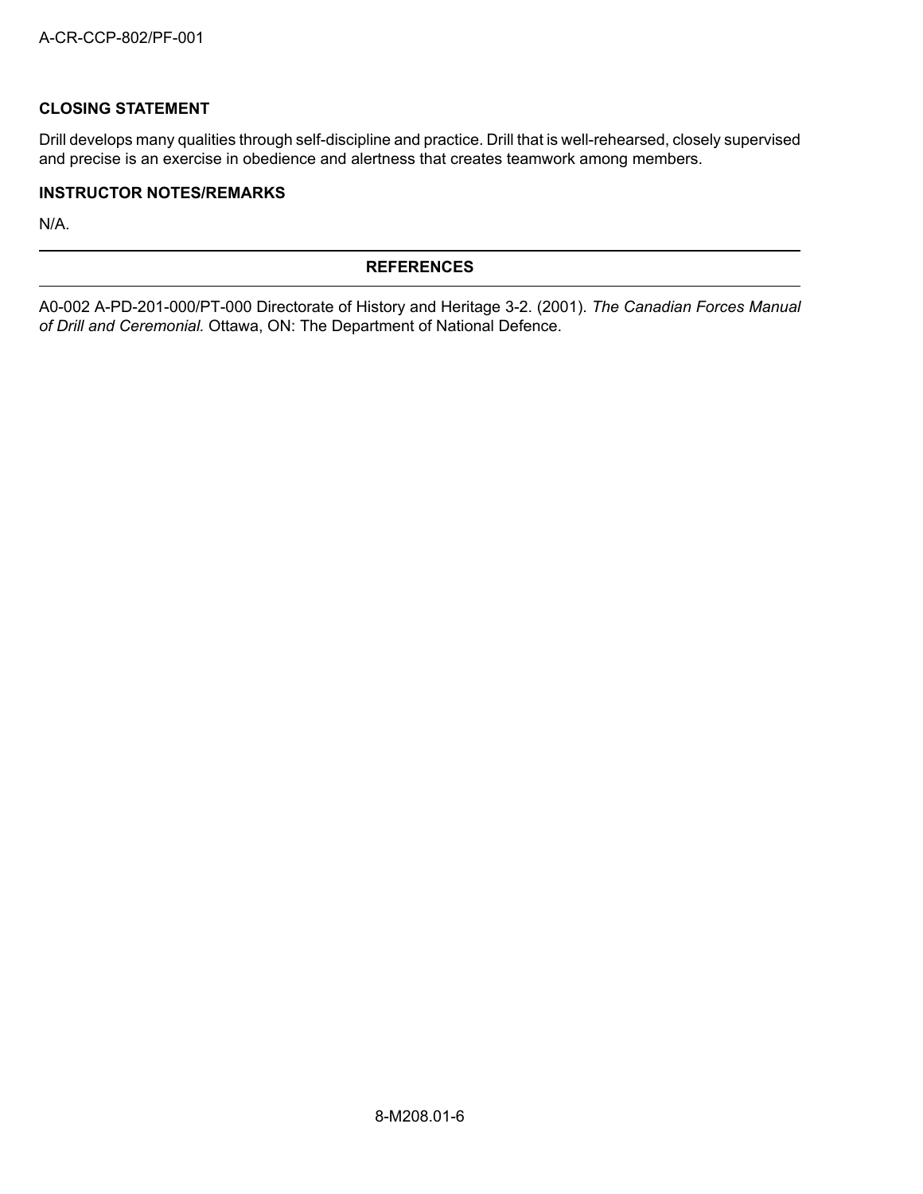### CLOSING STATEMENT

Drill develops many qualities through self-discipline and practice. Drill that is well-rehearsed, closely supervised and precise is an exercise in obedience and alertness that creates teamwork among members.

### INSTRUCTOR NOTES/REMARKS

N/A.

## REFERENCES

A0-002 A-PD-201-000/PT-000 Directorate of History and Heritage 3-2. (2001). *The Canadian Forces Manual of Drill and Ceremonial.* Ottawa, ON: The Department of National Defence.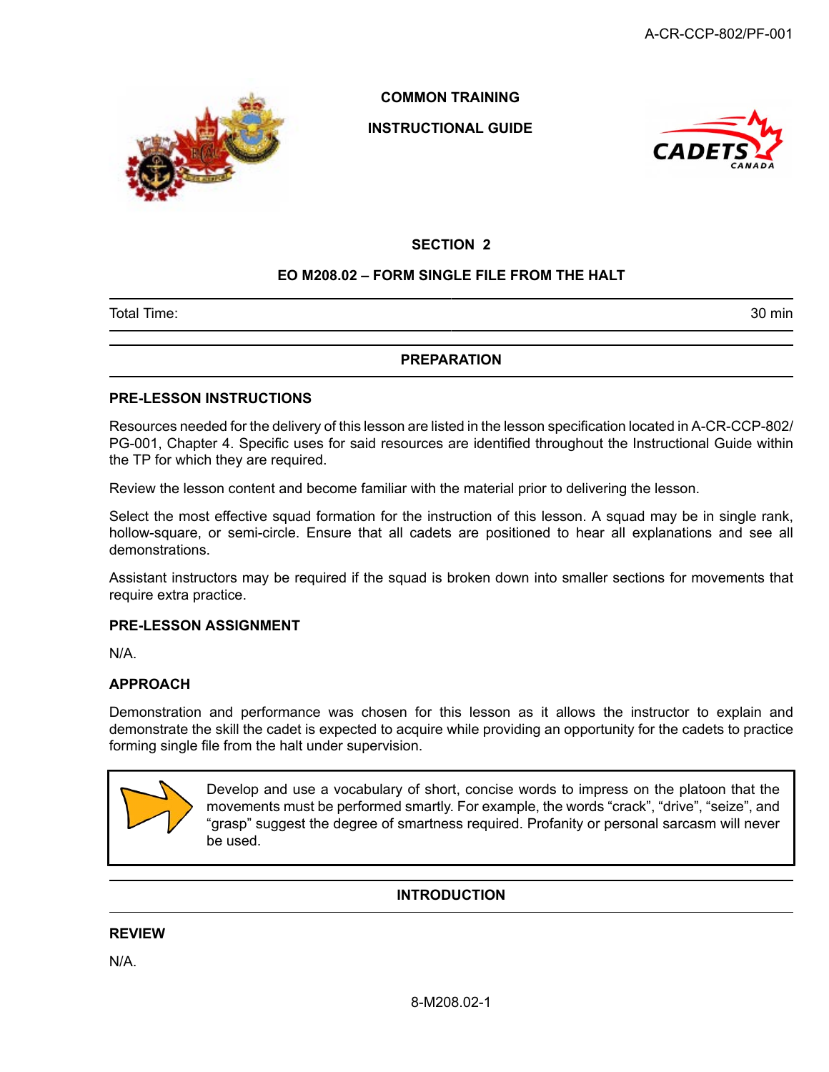COMMON TRAINING

INSTRUCTIONAL GUIDE

SECTION 2

# EO M208.02 – FORM SINGLE FILE FROM THE HALT

| Total Time: | 30 min |
|---|---|

## PREPARATION

### PRE-LESSON INSTRUCTIONS

Resources needed for the delivery of this lesson are listed in the lesson specification located in A-CR-CCP-802/PG-001, Chapter 4. Specific uses for said resources are identified throughout the Instructional Guide within the TP for which they are required.

Review the lesson content and become familiar with the material prior to delivering the lesson.

Select the most effective squad formation for the instruction of this lesson. A squad may be in single rank, hollow-square, or semi-circle. Ensure that all cadets are positioned to hear all explanations and see all demonstrations.

Assistant instructors may be required if the squad is broken down into smaller sections for movements that require extra practice.

### PRE-LESSON ASSIGNMENT

N/A.

### APPROACH

Demonstration and performance was chosen for this lesson as it allows the instructor to explain and demonstrate the skill the cadet is expected to acquire while providing an opportunity for the cadets to practice forming single file from the halt under supervision.

> Develop and use a vocabulary of short, concise words to impress on the platoon that the movements must be performed smartly. For example, the words “crack”, “drive”, “seize”, and “grasp” suggest the degree of smartness required. Profanity or personal sarcasm will never be used.

## INTRODUCTION

### REVIEW

N/A.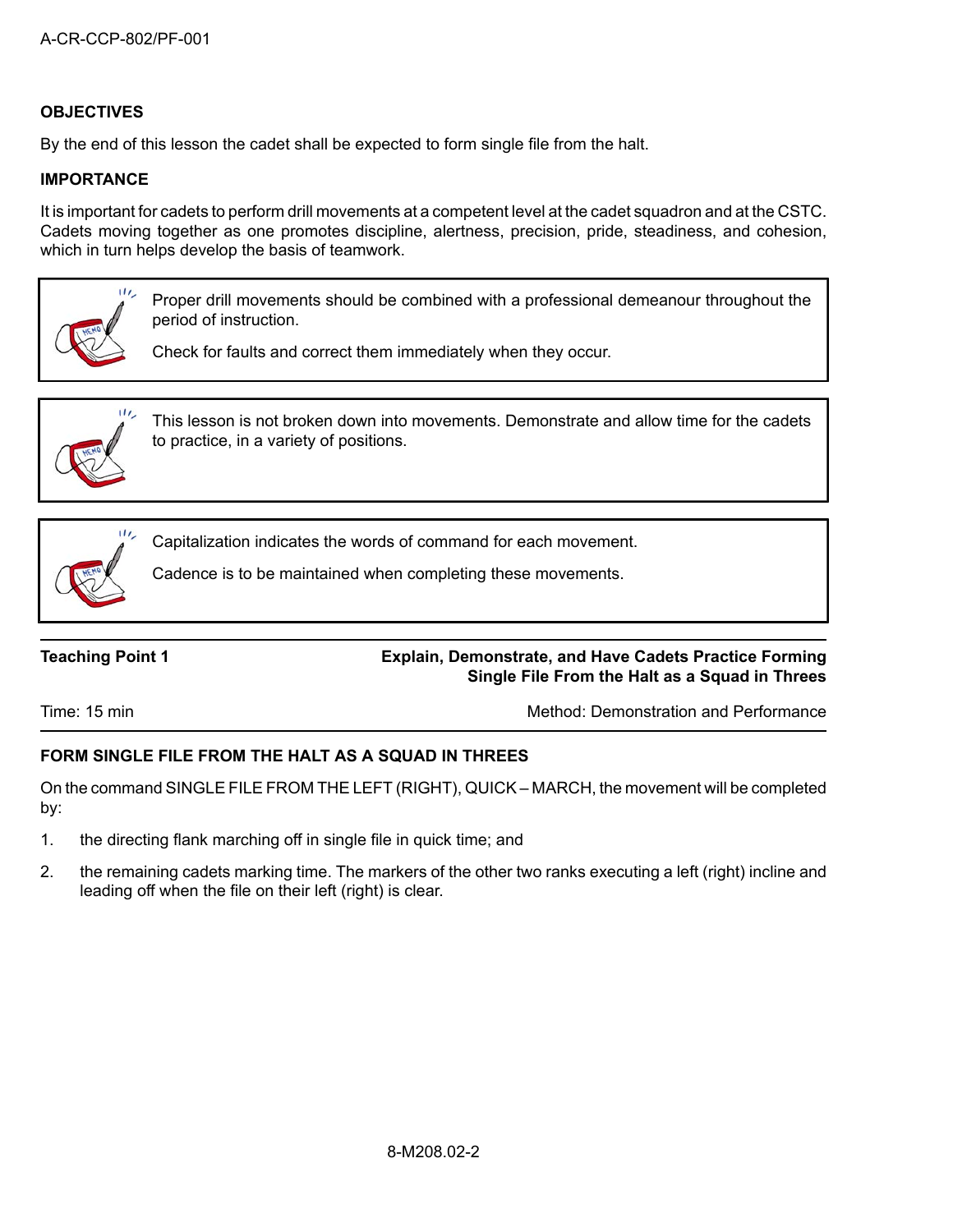## OBJECTIVES

By the end of this lesson the cadet shall be expected to form single file from the halt.

## IMPORTANCE

It is important for cadets to perform drill movements at a competent level at the cadet squadron and at the CSTC. Cadets moving together as one promotes discipline, alertness, precision, pride, steadiness, and cohesion, which in turn helps develop the basis of teamwork.

> Proper drill movements should be combined with a professional demeanour throughout the period of instruction.
>
> Check for faults and correct them immediately when they occur.

> This lesson is not broken down into movements. Demonstrate and allow time for the cadets to practice, in a variety of positions.

> Capitalization indicates the words of command for each movement.
>
> Cadence is to be maintained when completing these movements.

---

| **Teaching Point 1** | **Explain, Demonstrate, and Have Cadets Practice Forming Single File From the Halt as a Squad in Threes** |
|---|---|
| Time: 15 min | Method: Demonstration and Performance |

---

## FORM SINGLE FILE FROM THE HALT AS A SQUAD IN THREES

On the command SINGLE FILE FROM THE LEFT (RIGHT), QUICK – MARCH, the movement will be completed by:

1. the directing flank marching off in single file in quick time; and
2. the remaining cadets marking time. The markers of the other two ranks executing a left (right) incline and leading off when the file on their left (right) is clear.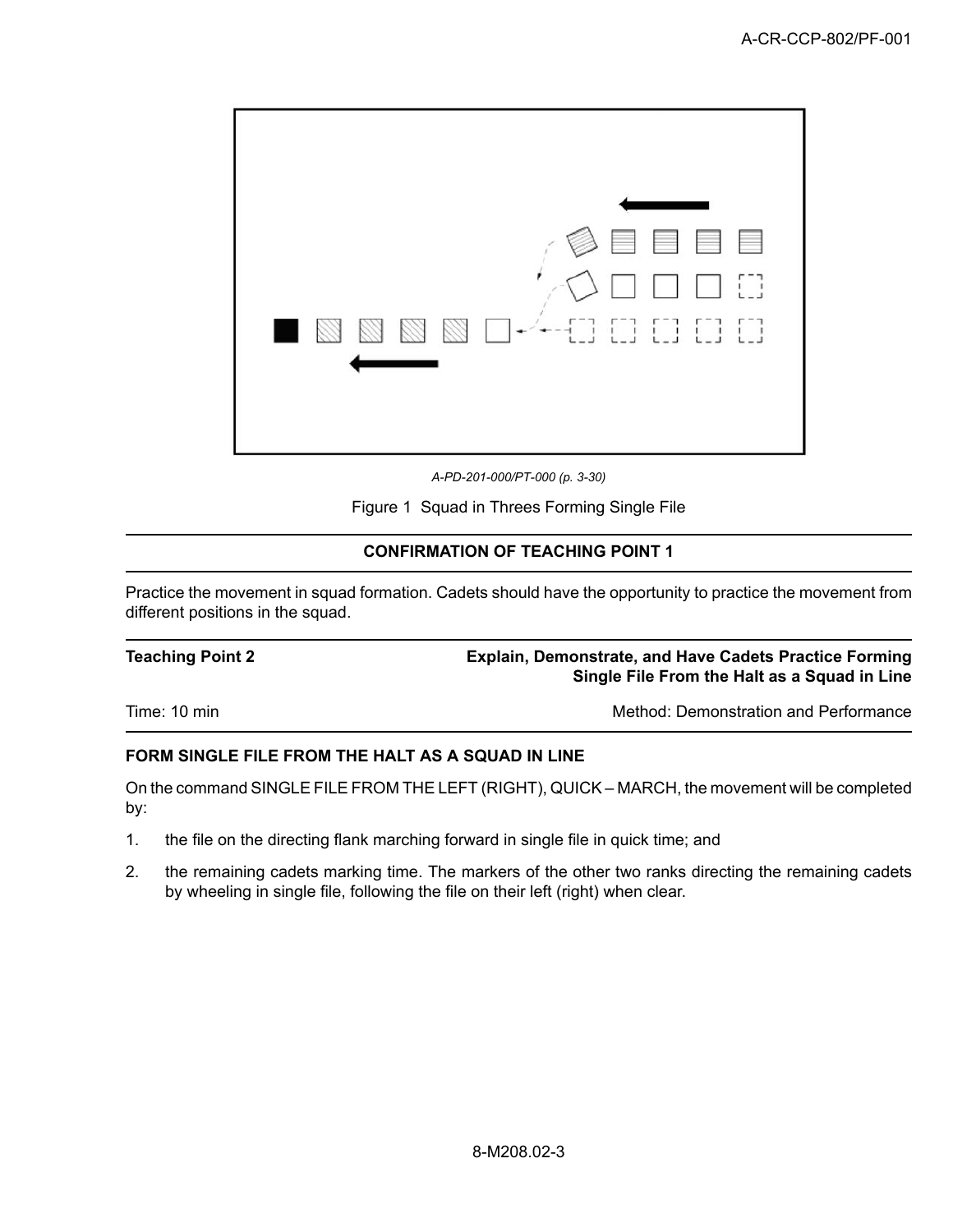A-PD-201-000/PT-000 (p. 3-30)

Figure 1 Squad in Threes Forming Single File

**CONFIRMATION OF TEACHING POINT 1**

Practice the movement in squad formation. Cadets should have the opportunity to practice the movement from different positions in the squad.

| **Teaching Point 2** | **Explain, Demonstrate, and Have Cadets Practice Forming Single File From the Halt as a Squad in Line** |
|---|---|
| Time: 10 min | Method: Demonstration and Performance |

**FORM SINGLE FILE FROM THE HALT AS A SQUAD IN LINE**

On the command SINGLE FILE FROM THE LEFT (RIGHT), QUICK – MARCH, the movement will be completed by:

1. the file on the directing flank marching forward in single file in quick time; and
2. the remaining cadets marking time. The markers of the other two ranks directing the remaining cadets by wheeling in single file, following the file on their left (right) when clear.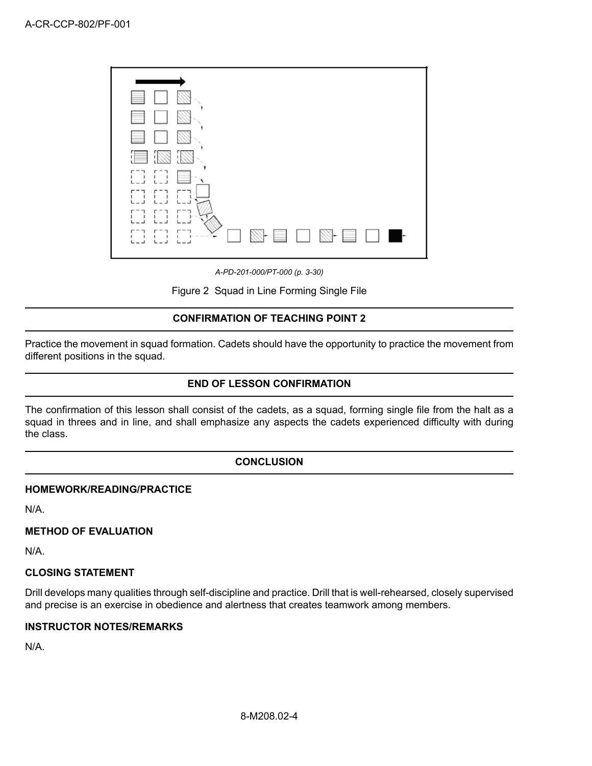A-PD-201-000/PT-000 (p. 3-30)

Figure 2 Squad in Line Forming Single File

## CONFIRMATION OF TEACHING POINT 2

Practice the movement in squad formation. Cadets should have the opportunity to practice the movement from different positions in the squad.

## END OF LESSON CONFIRMATION

The confirmation of this lesson shall consist of the cadets, as a squad, forming single file from the halt as a squad in threes and in line, and shall emphasize any aspects the cadets experienced difficulty with during the class.

## CONCLUSION

### HOMEWORK/READING/PRACTICE

N/A.

### METHOD OF EVALUATION

N/A.

### CLOSING STATEMENT

Drill develops many qualities through self-discipline and practice. Drill that is well-rehearsed, closely supervised and precise is an exercise in obedience and alertness that creates teamwork among members.

### INSTRUCTOR NOTES/REMARKS

N/A.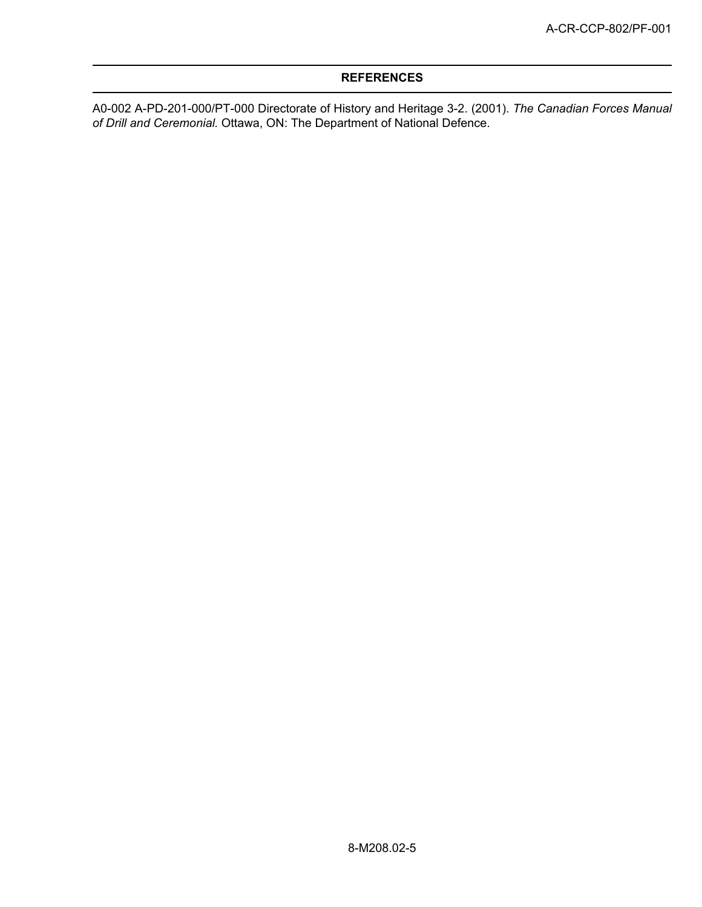## REFERENCES

A0-002 A-PD-201-000/PT-000 Directorate of History and Heritage 3-2. (2001). *The Canadian Forces Manual of Drill and Ceremonial.* Ottawa, ON: The Department of National Defence.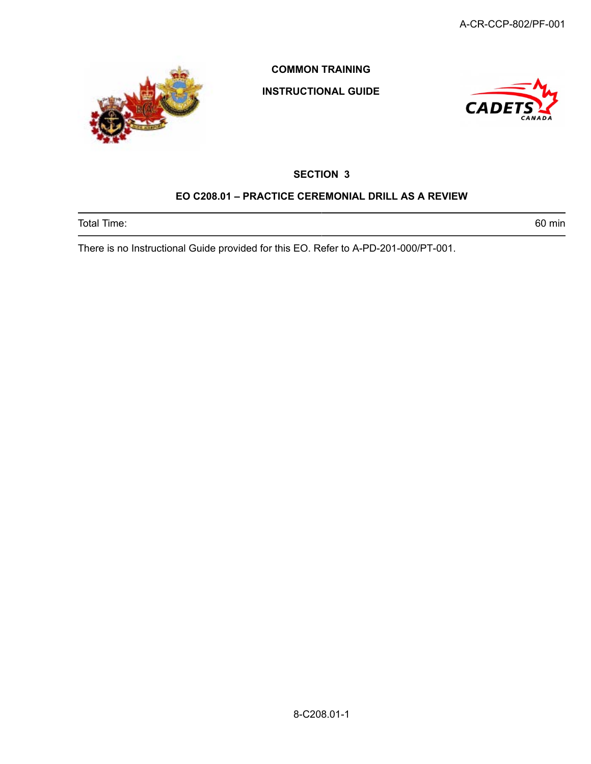**COMMON TRAINING**

**INSTRUCTIONAL GUIDE**

## SECTION 3

## EO C208.01 – PRACTICE CEREMONIAL DRILL AS A REVIEW

| Total Time: | 60 min |
|---|---|

There is no Instructional Guide provided for this EO. Refer to A-PD-201-000/PT-001.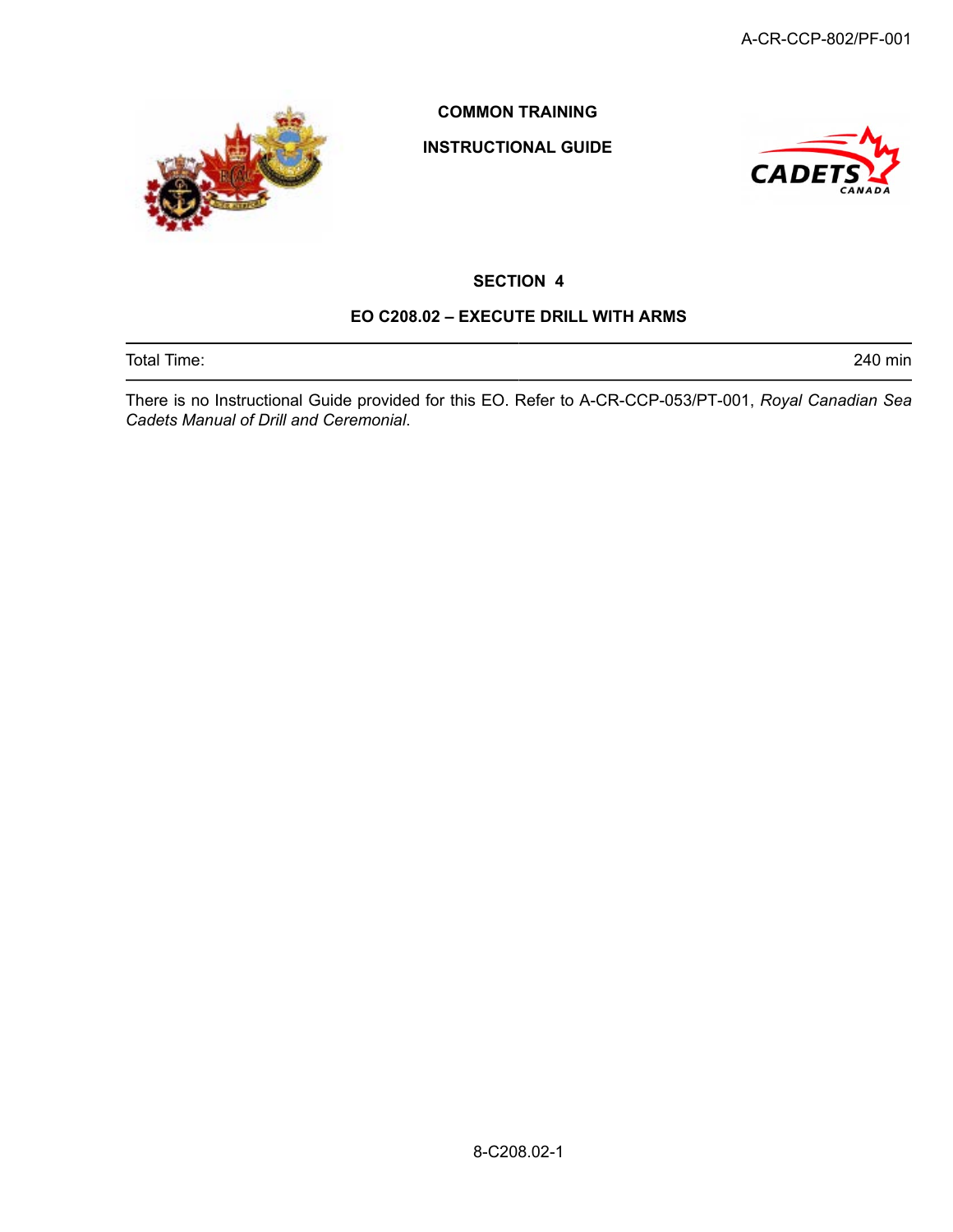**COMMON TRAINING**

**INSTRUCTIONAL GUIDE**

## SECTION 4

## EO C208.02 – EXECUTE DRILL WITH ARMS

| Total Time: | 240 min |
|---|---|

There is no Instructional Guide provided for this EO. Refer to A-CR-CCP-053/PT-001, *Royal Canadian Sea Cadets Manual of Drill and Ceremonial*.